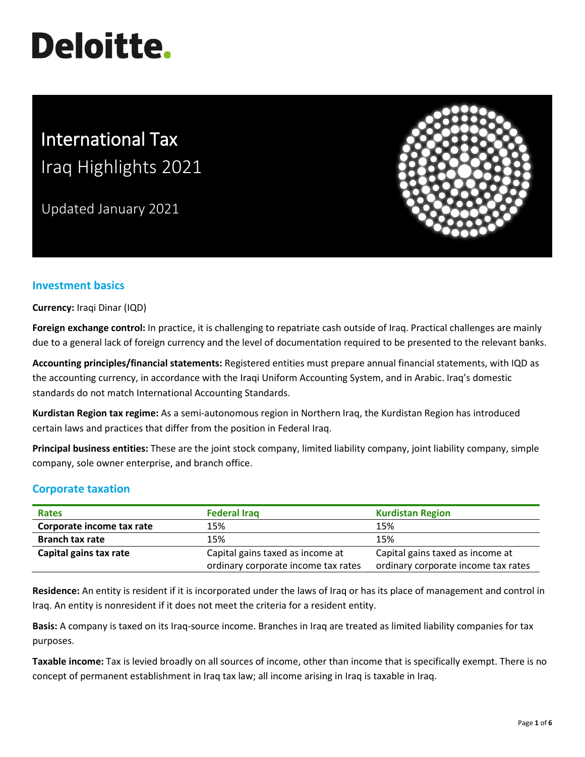Deloitte.

# International Tax

## Iraq Highlights 2021

Updated January 2021

## Investment basics

**Currency:** Iraqi Dinar (IQD)

**Foreign exchange control:** In practice, it is challenging to repatriate cash outside of Iraq. Practical challenges are mainly due to a general lack of foreign currency and the level of documentation required to be presented to the relevant banks.

**Accounting principles/financial statements:** Registered entities must prepare annual financial statements, with IQD as the accounting currency, in accordance with the Iraqi Uniform Accounting System, and in Arabic. Iraq's domestic standards do not match International Accounting Standards.

**Kurdistan Region tax regime:** As a semi-autonomous region in Northern Iraq, the Kurdistan Region has introduced certain laws and practices that differ from the position in Federal Iraq.

**Principal business entities:** These are the joint stock company, limited liability company, joint liability company, simple company, sole owner enterprise, and branch office.

## Corporate taxation

| Rates | Federal Iraq | Kurdistan Region |
|---|---|---|
| **Corporate income tax rate** | 15% | 15% |
| **Branch tax rate** | 15% | 15% |
| **Capital gains tax rate** | Capital gains taxed as income at ordinary corporate income tax rates | Capital gains taxed as income at ordinary corporate income tax rates |

**Residence:** An entity is resident if it is incorporated under the laws of Iraq or has its place of management and control in Iraq. An entity is nonresident if it does not meet the criteria for a resident entity.

**Basis:** A company is taxed on its Iraq-source income. Branches in Iraq are treated as limited liability companies for tax purposes.

**Taxable income:** Tax is levied broadly on all sources of income, other than income that is specifically exempt. There is no concept of permanent establishment in Iraq tax law; all income arising in Iraq is taxable in Iraq.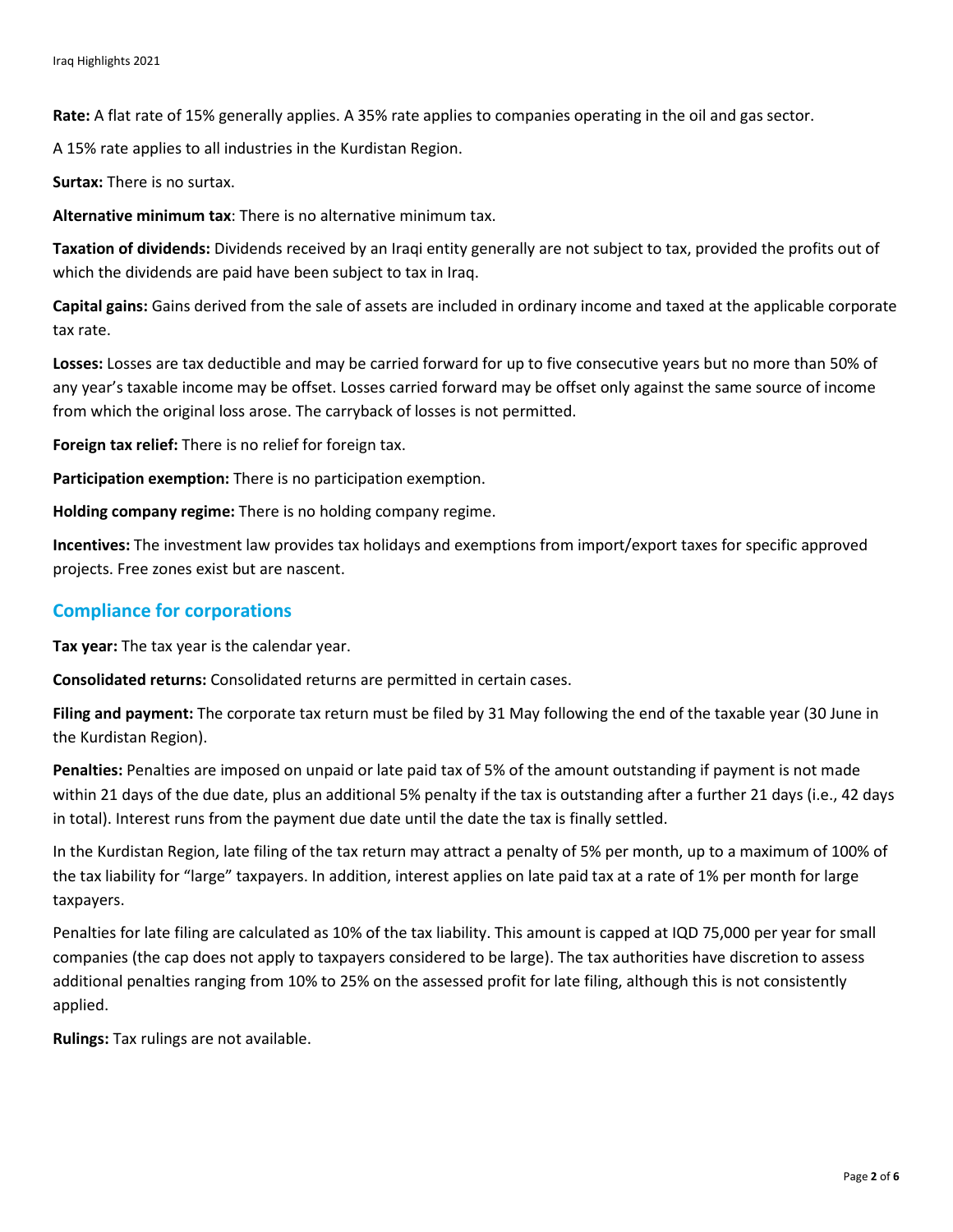**Rate:** A flat rate of 15% generally applies. A 35% rate applies to companies operating in the oil and gas sector.

A 15% rate applies to all industries in the Kurdistan Region.

**Surtax:** There is no surtax.

**Alternative minimum tax**: There is no alternative minimum tax.

**Taxation of dividends:** Dividends received by an Iraqi entity generally are not subject to tax, provided the profits out of which the dividends are paid have been subject to tax in Iraq.

**Capital gains:** Gains derived from the sale of assets are included in ordinary income and taxed at the applicable corporate tax rate.

**Losses:** Losses are tax deductible and may be carried forward for up to five consecutive years but no more than 50% of any year's taxable income may be offset. Losses carried forward may be offset only against the same source of income from which the original loss arose. The carryback of losses is not permitted.

**Foreign tax relief:** There is no relief for foreign tax.

**Participation exemption:** There is no participation exemption.

**Holding company regime:** There is no holding company regime.

**Incentives:** The investment law provides tax holidays and exemptions from import/export taxes for specific approved projects. Free zones exist but are nascent.

## Compliance for corporations

**Tax year:** The tax year is the calendar year.

**Consolidated returns:** Consolidated returns are permitted in certain cases.

**Filing and payment:** The corporate tax return must be filed by 31 May following the end of the taxable year (30 June in the Kurdistan Region).

**Penalties:** Penalties are imposed on unpaid or late paid tax of 5% of the amount outstanding if payment is not made within 21 days of the due date, plus an additional 5% penalty if the tax is outstanding after a further 21 days (i.e., 42 days in total). Interest runs from the payment due date until the date the tax is finally settled.

In the Kurdistan Region, late filing of the tax return may attract a penalty of 5% per month, up to a maximum of 100% of the tax liability for "large" taxpayers. In addition, interest applies on late paid tax at a rate of 1% per month for large taxpayers.

Penalties for late filing are calculated as 10% of the tax liability. This amount is capped at IQD 75,000 per year for small companies (the cap does not apply to taxpayers considered to be large). The tax authorities have discretion to assess additional penalties ranging from 10% to 25% on the assessed profit for late filing, although this is not consistently applied.

**Rulings:** Tax rulings are not available.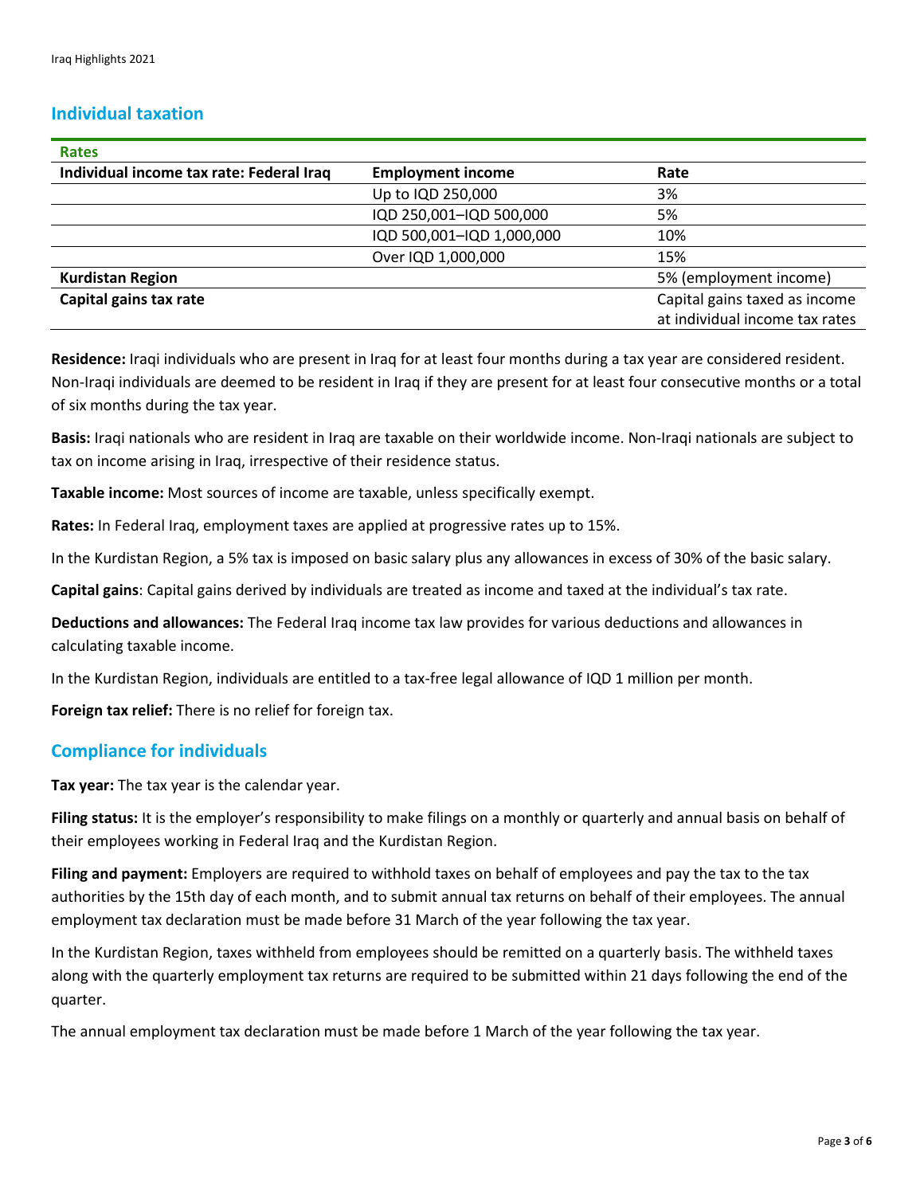## Individual taxation

| Rates | | |
|---|---|---|
| **Individual income tax rate: Federal Iraq** | **Employment income** | **Rate** |
| | Up to IQD 250,000 | 3% |
| | IQD 250,001–IQD 500,000 | 5% |
| | IQD 500,001–IQD 1,000,000 | 10% |
| | Over IQD 1,000,000 | 15% |
| **Kurdistan Region** | | 5% (employment income) |
| **Capital gains tax rate** | | Capital gains taxed as income at individual income tax rates |

**Residence:** Iraqi individuals who are present in Iraq for at least four months during a tax year are considered resident. Non-Iraqi individuals are deemed to be resident in Iraq if they are present for at least four consecutive months or a total of six months during the tax year.

**Basis:** Iraqi nationals who are resident in Iraq are taxable on their worldwide income. Non-Iraqi nationals are subject to tax on income arising in Iraq, irrespective of their residence status.

**Taxable income:** Most sources of income are taxable, unless specifically exempt.

**Rates:** In Federal Iraq, employment taxes are applied at progressive rates up to 15%.

In the Kurdistan Region, a 5% tax is imposed on basic salary plus any allowances in excess of 30% of the basic salary.

**Capital gains**: Capital gains derived by individuals are treated as income and taxed at the individual's tax rate.

**Deductions and allowances:** The Federal Iraq income tax law provides for various deductions and allowances in calculating taxable income.

In the Kurdistan Region, individuals are entitled to a tax-free legal allowance of IQD 1 million per month.

**Foreign tax relief:** There is no relief for foreign tax.

## Compliance for individuals

**Tax year:** The tax year is the calendar year.

**Filing status:** It is the employer's responsibility to make filings on a monthly or quarterly and annual basis on behalf of their employees working in Federal Iraq and the Kurdistan Region.

**Filing and payment:** Employers are required to withhold taxes on behalf of employees and pay the tax to the tax authorities by the 15th day of each month, and to submit annual tax returns on behalf of their employees. The annual employment tax declaration must be made before 31 March of the year following the tax year.

In the Kurdistan Region, taxes withheld from employees should be remitted on a quarterly basis. The withheld taxes along with the quarterly employment tax returns are required to be submitted within 21 days following the end of the quarter.

The annual employment tax declaration must be made before 1 March of the year following the tax year.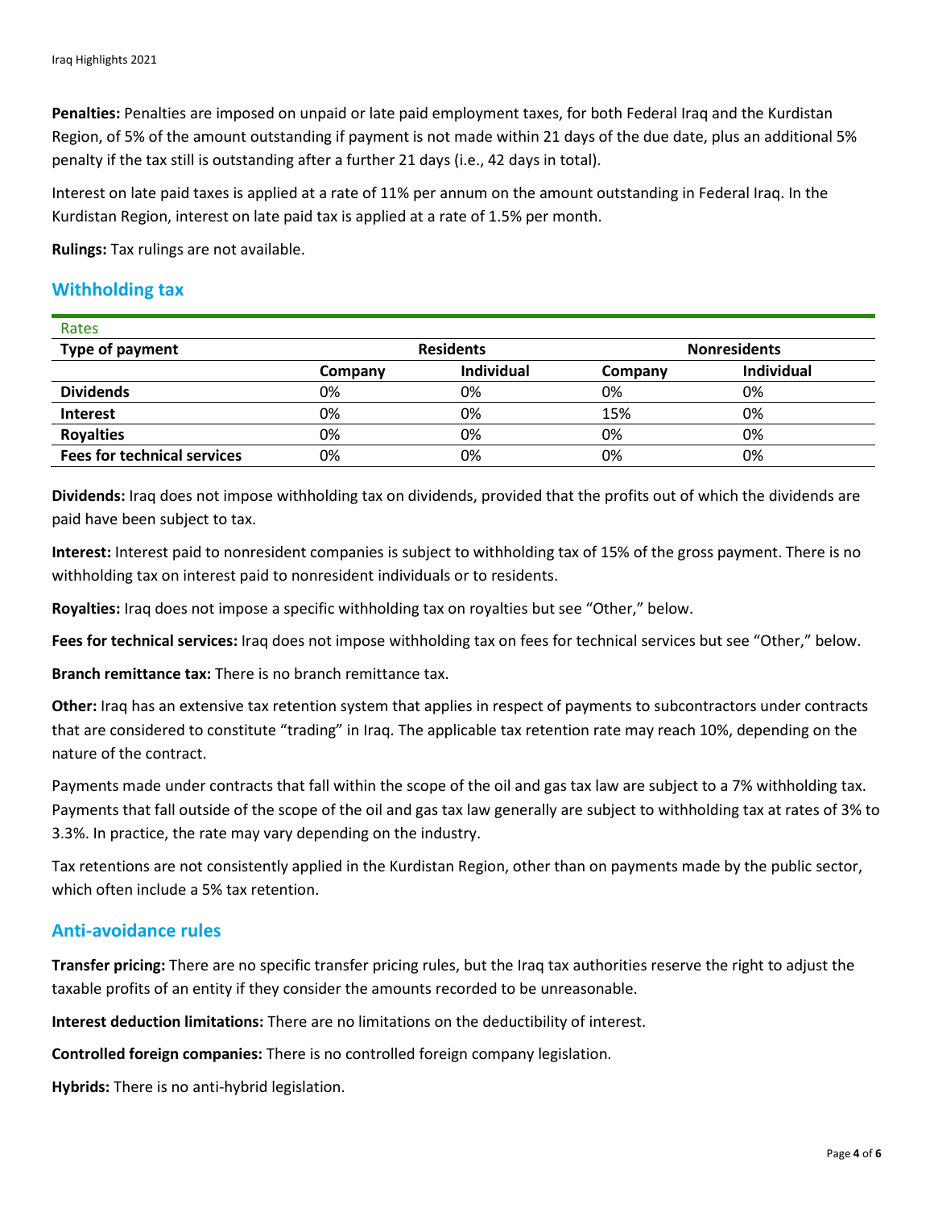**Penalties:** Penalties are imposed on unpaid or late paid employment taxes, for both Federal Iraq and the Kurdistan Region, of 5% of the amount outstanding if payment is not made within 21 days of the due date, plus an additional 5% penalty if the tax still is outstanding after a further 21 days (i.e., 42 days in total).

Interest on late paid taxes is applied at a rate of 11% per annum on the amount outstanding in Federal Iraq. In the Kurdistan Region, interest on late paid tax is applied at a rate of 1.5% per month.

**Rulings:** Tax rulings are not available.

## Withholding tax

Rates

| Type of payment | Residents | | Nonresidents | |
|---|---|---|---|---|
| | Company | Individual | Company | Individual |
| **Dividends** | 0% | 0% | 0% | 0% |
| **Interest** | 0% | 0% | 15% | 0% |
| **Royalties** | 0% | 0% | 0% | 0% |
| **Fees for technical services** | 0% | 0% | 0% | 0% |

**Dividends:** Iraq does not impose withholding tax on dividends, provided that the profits out of which the dividends are paid have been subject to tax.

**Interest:** Interest paid to nonresident companies is subject to withholding tax of 15% of the gross payment. There is no withholding tax on interest paid to nonresident individuals or to residents.

**Royalties:** Iraq does not impose a specific withholding tax on royalties but see "Other," below.

**Fees for technical services:** Iraq does not impose withholding tax on fees for technical services but see "Other," below.

**Branch remittance tax:** There is no branch remittance tax.

**Other:** Iraq has an extensive tax retention system that applies in respect of payments to subcontractors under contracts that are considered to constitute "trading" in Iraq. The applicable tax retention rate may reach 10%, depending on the nature of the contract.

Payments made under contracts that fall within the scope of the oil and gas tax law are subject to a 7% withholding tax. Payments that fall outside of the scope of the oil and gas tax law generally are subject to withholding tax at rates of 3% to 3.3%. In practice, the rate may vary depending on the industry.

Tax retentions are not consistently applied in the Kurdistan Region, other than on payments made by the public sector, which often include a 5% tax retention.

## Anti-avoidance rules

**Transfer pricing:** There are no specific transfer pricing rules, but the Iraq tax authorities reserve the right to adjust the taxable profits of an entity if they consider the amounts recorded to be unreasonable.

**Interest deduction limitations:** There are no limitations on the deductibility of interest.

**Controlled foreign companies:** There is no controlled foreign company legislation.

**Hybrids:** There is no anti-hybrid legislation.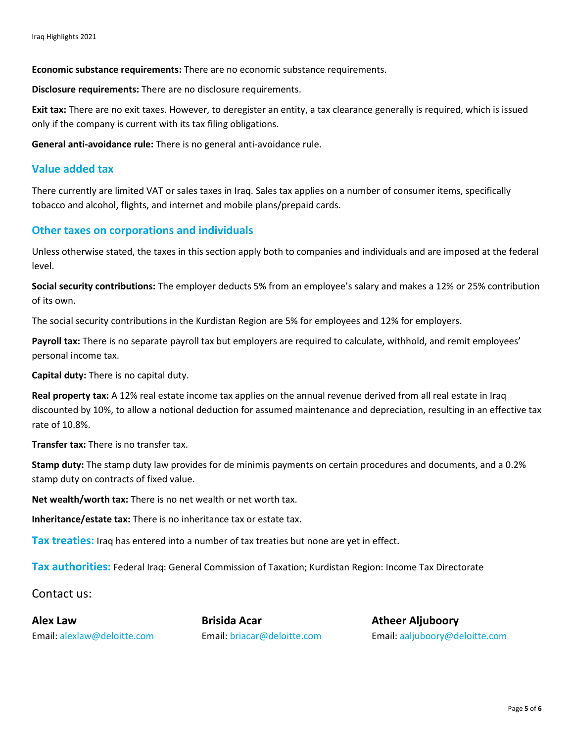**Economic substance requirements:** There are no economic substance requirements.

**Disclosure requirements:** There are no disclosure requirements.

**Exit tax:** There are no exit taxes. However, to deregister an entity, a tax clearance generally is required, which is issued only if the company is current with its tax filing obligations.

**General anti-avoidance rule:** There is no general anti-avoidance rule.

## Value added tax

There currently are limited VAT or sales taxes in Iraq. Sales tax applies on a number of consumer items, specifically tobacco and alcohol, flights, and internet and mobile plans/prepaid cards.

## Other taxes on corporations and individuals

Unless otherwise stated, the taxes in this section apply both to companies and individuals and are imposed at the federal level.

**Social security contributions:** The employer deducts 5% from an employee's salary and makes a 12% or 25% contribution of its own.

The social security contributions in the Kurdistan Region are 5% for employees and 12% for employers.

**Payroll tax:** There is no separate payroll tax but employers are required to calculate, withhold, and remit employees' personal income tax.

**Capital duty:** There is no capital duty.

**Real property tax:** A 12% real estate income tax applies on the annual revenue derived from all real estate in Iraq discounted by 10%, to allow a notional deduction for assumed maintenance and depreciation, resulting in an effective tax rate of 10.8%.

**Transfer tax:** There is no transfer tax.

**Stamp duty:** The stamp duty law provides for de minimis payments on certain procedures and documents, and a 0.2% stamp duty on contracts of fixed value.

**Net wealth/worth tax:** There is no net wealth or net worth tax.

**Inheritance/estate tax:** There is no inheritance tax or estate tax.

**Tax treaties:** Iraq has entered into a number of tax treaties but none are yet in effect.

**Tax authorities:** Federal Iraq: General Commission of Taxation; Kurdistan Region: Income Tax Directorate

Contact us:

**Alex Law**
Email: alexlaw@deloitte.com

**Brisida Acar**
Email: briacar@deloitte.com

**Atheer Aljuboory**
Email: aaljuboory@deloitte.com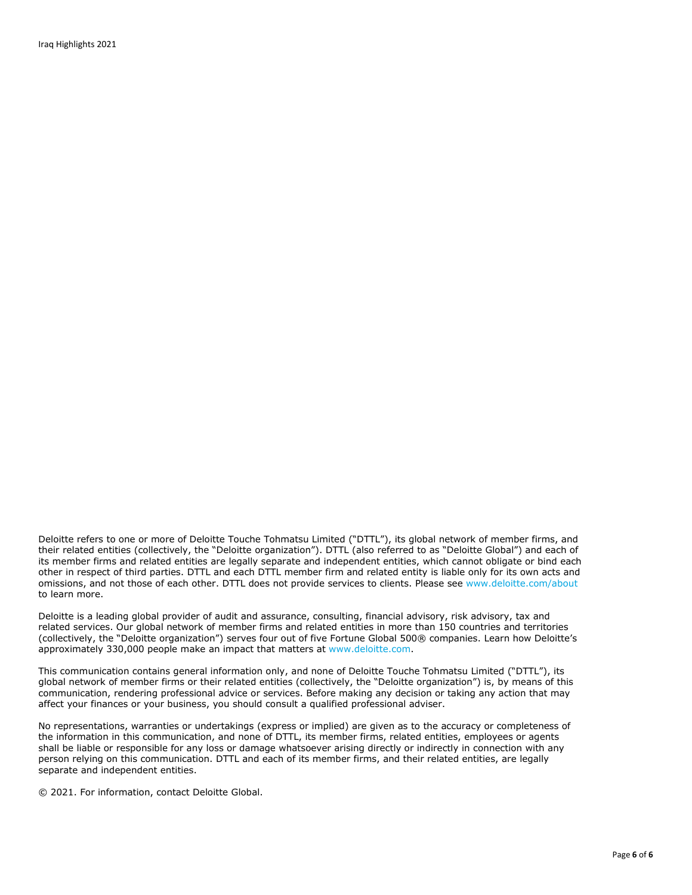Deloitte refers to one or more of Deloitte Touche Tohmatsu Limited ("DTTL"), its global network of member firms, and their related entities (collectively, the "Deloitte organization"). DTTL (also referred to as "Deloitte Global") and each of its member firms and related entities are legally separate and independent entities, which cannot obligate or bind each other in respect of third parties. DTTL and each DTTL member firm and related entity is liable only for its own acts and omissions, and not those of each other. DTTL does not provide services to clients. Please see www.deloitte.com/about to learn more.

Deloitte is a leading global provider of audit and assurance, consulting, financial advisory, risk advisory, tax and related services. Our global network of member firms and related entities in more than 150 countries and territories (collectively, the "Deloitte organization") serves four out of five Fortune Global 500® companies. Learn how Deloitte's approximately 330,000 people make an impact that matters at www.deloitte.com.

This communication contains general information only, and none of Deloitte Touche Tohmatsu Limited ("DTTL"), its global network of member firms or their related entities (collectively, the "Deloitte organization") is, by means of this communication, rendering professional advice or services. Before making any decision or taking any action that may affect your finances or your business, you should consult a qualified professional adviser.

No representations, warranties or undertakings (express or implied) are given as to the accuracy or completeness of the information in this communication, and none of DTTL, its member firms, related entities, employees or agents shall be liable or responsible for any loss or damage whatsoever arising directly or indirectly in connection with any person relying on this communication. DTTL and each of its member firms, and their related entities, are legally separate and independent entities.

© 2021. For information, contact Deloitte Global.